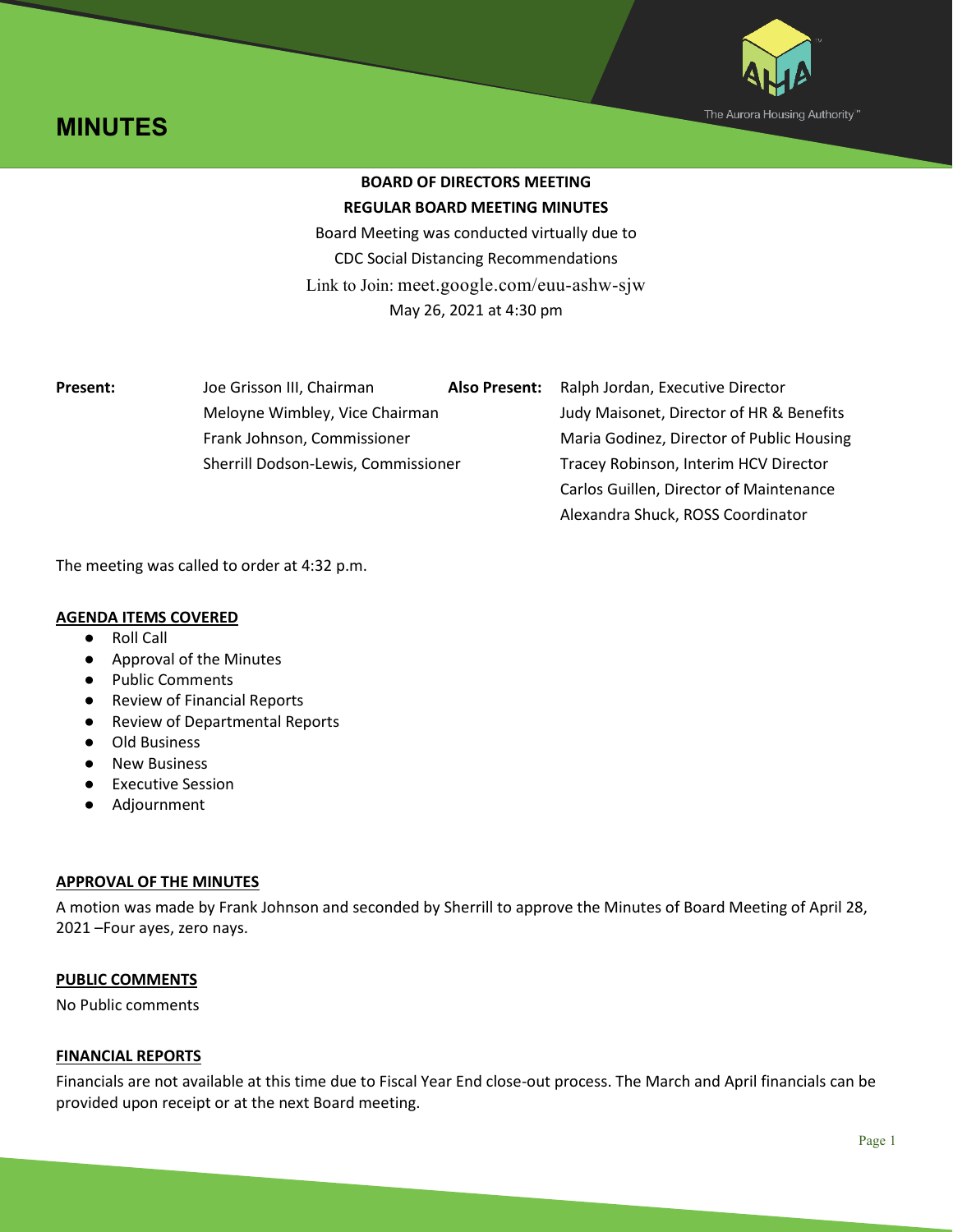# MINUTES

The Aurora Housing Authority™

**BOARD OF DIRECTORS MEETING**

**REGULAR BOARD MEETING MINUTES**

Board Meeting was conducted virtually due to
CDC Social Distancing Recommendations
Link to Join: meet.google.com/euu-ashw-sjw
May 26, 2021 at 4:30 pm

| **Present:** | | **Also Present:** | |
|---|---|---|---|
| | Joe Grisson III, Chairman | | Ralph Jordan, Executive Director |
| | Meloyne Wimbley, Vice Chairman | | Judy Maisonet, Director of HR & Benefits |
| | Frank Johnson, Commissioner | | Maria Godinez, Director of Public Housing |
| | Sherrill Dodson-Lewis, Commissioner | | Tracey Robinson, Interim HCV Director |
| | | | Carlos Guillen, Director of Maintenance |
| | | | Alexandra Shuck, ROSS Coordinator |

The meeting was called to order at 4:32 p.m.

**AGENDA ITEMS COVERED**

- Roll Call
- Approval of the Minutes
- Public Comments
- Review of Financial Reports
- Review of Departmental Reports
- Old Business
- New Business
- Executive Session
- Adjournment

**APPROVAL OF THE MINUTES**

A motion was made by Frank Johnson and seconded by Sherrill to approve the Minutes of Board Meeting of April 28, 2021 –Four ayes, zero nays.

**PUBLIC COMMENTS**

No Public comments

**FINANCIAL REPORTS**

Financials are not available at this time due to Fiscal Year End close-out process. The March and April financials can be provided upon receipt or at the next Board meeting.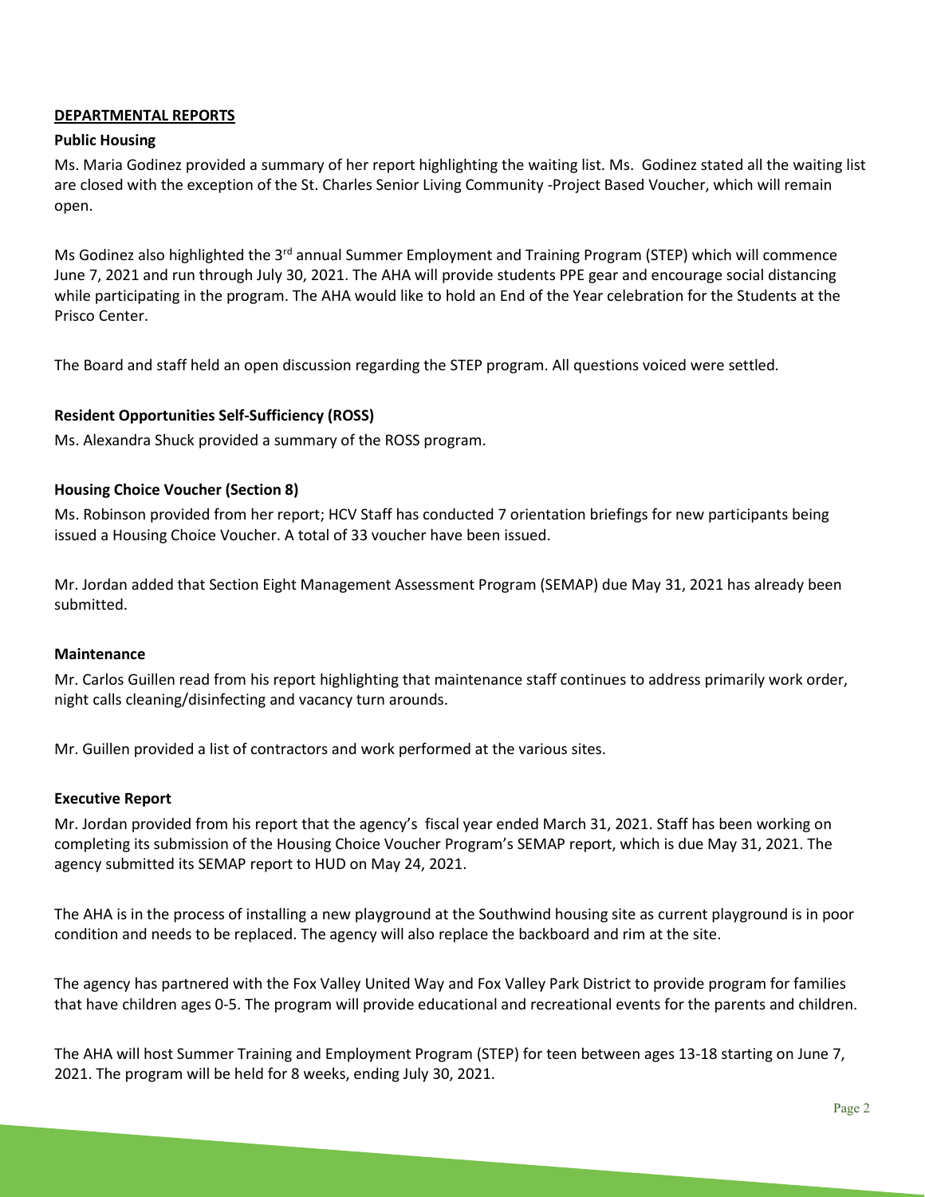**DEPARTMENTAL REPORTS**

**Public Housing**

Ms. Maria Godinez provided a summary of her report highlighting the waiting list. Ms. Godinez stated all the waiting list are closed with the exception of the St. Charles Senior Living Community -Project Based Voucher, which will remain open.

Ms Godinez also highlighted the 3rd annual Summer Employment and Training Program (STEP) which will commence June 7, 2021 and run through July 30, 2021. The AHA will provide students PPE gear and encourage social distancing while participating in the program. The AHA would like to hold an End of the Year celebration for the Students at the Prisco Center.

The Board and staff held an open discussion regarding the STEP program. All questions voiced were settled.

**Resident Opportunities Self-Sufficiency (ROSS)**

Ms. Alexandra Shuck provided a summary of the ROSS program.

**Housing Choice Voucher (Section 8)**

Ms. Robinson provided from her report; HCV Staff has conducted 7 orientation briefings for new participants being issued a Housing Choice Voucher. A total of 33 voucher have been issued.

Mr. Jordan added that Section Eight Management Assessment Program (SEMAP) due May 31, 2021 has already been submitted.

**Maintenance**

Mr. Carlos Guillen read from his report highlighting that maintenance staff continues to address primarily work order, night calls cleaning/disinfecting and vacancy turn arounds.

Mr. Guillen provided a list of contractors and work performed at the various sites.

**Executive Report**

Mr. Jordan provided from his report that the agency's fiscal year ended March 31, 2021. Staff has been working on completing its submission of the Housing Choice Voucher Program's SEMAP report, which is due May 31, 2021. The agency submitted its SEMAP report to HUD on May 24, 2021.

The AHA is in the process of installing a new playground at the Southwind housing site as current playground is in poor condition and needs to be replaced. The agency will also replace the backboard and rim at the site.

The agency has partnered with the Fox Valley United Way and Fox Valley Park District to provide program for families that have children ages 0-5. The program will provide educational and recreational events for the parents and children.

The AHA will host Summer Training and Employment Program (STEP) for teen between ages 13-18 starting on June 7, 2021. The program will be held for 8 weeks, ending July 30, 2021.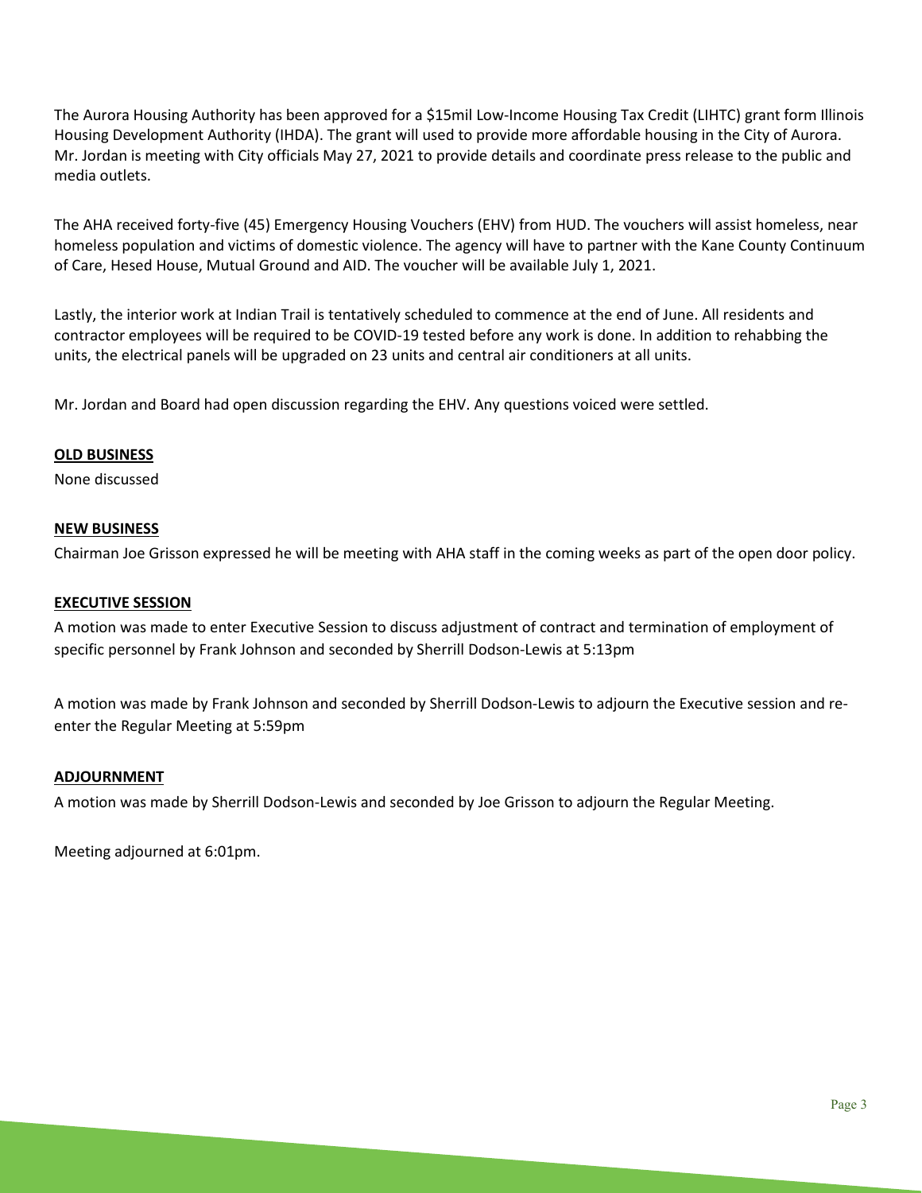The Aurora Housing Authority has been approved for a $15mil Low-Income Housing Tax Credit (LIHTC) grant form Illinois Housing Development Authority (IHDA). The grant will used to provide more affordable housing in the City of Aurora. Mr. Jordan is meeting with City officials May 27, 2021 to provide details and coordinate press release to the public and media outlets.

The AHA received forty-five (45) Emergency Housing Vouchers (EHV) from HUD. The vouchers will assist homeless, near homeless population and victims of domestic violence. The agency will have to partner with the Kane County Continuum of Care, Hesed House, Mutual Ground and AID. The voucher will be available July 1, 2021.

Lastly, the interior work at Indian Trail is tentatively scheduled to commence at the end of June. All residents and contractor employees will be required to be COVID-19 tested before any work is done. In addition to rehabbing the units, the electrical panels will be upgraded on 23 units and central air conditioners at all units.

Mr. Jordan and Board had open discussion regarding the EHV. Any questions voiced were settled.

**OLD BUSINESS**

None discussed

**NEW BUSINESS**

Chairman Joe Grisson expressed he will be meeting with AHA staff in the coming weeks as part of the open door policy.

**EXECUTIVE SESSION**

A motion was made to enter Executive Session to discuss adjustment of contract and termination of employment of specific personnel by Frank Johnson and seconded by Sherrill Dodson-Lewis at 5:13pm

A motion was made by Frank Johnson and seconded by Sherrill Dodson-Lewis to adjourn the Executive session and re-enter the Regular Meeting at 5:59pm

**ADJOURNMENT**

A motion was made by Sherrill Dodson-Lewis and seconded by Joe Grisson to adjourn the Regular Meeting.

Meeting adjourned at 6:01pm.